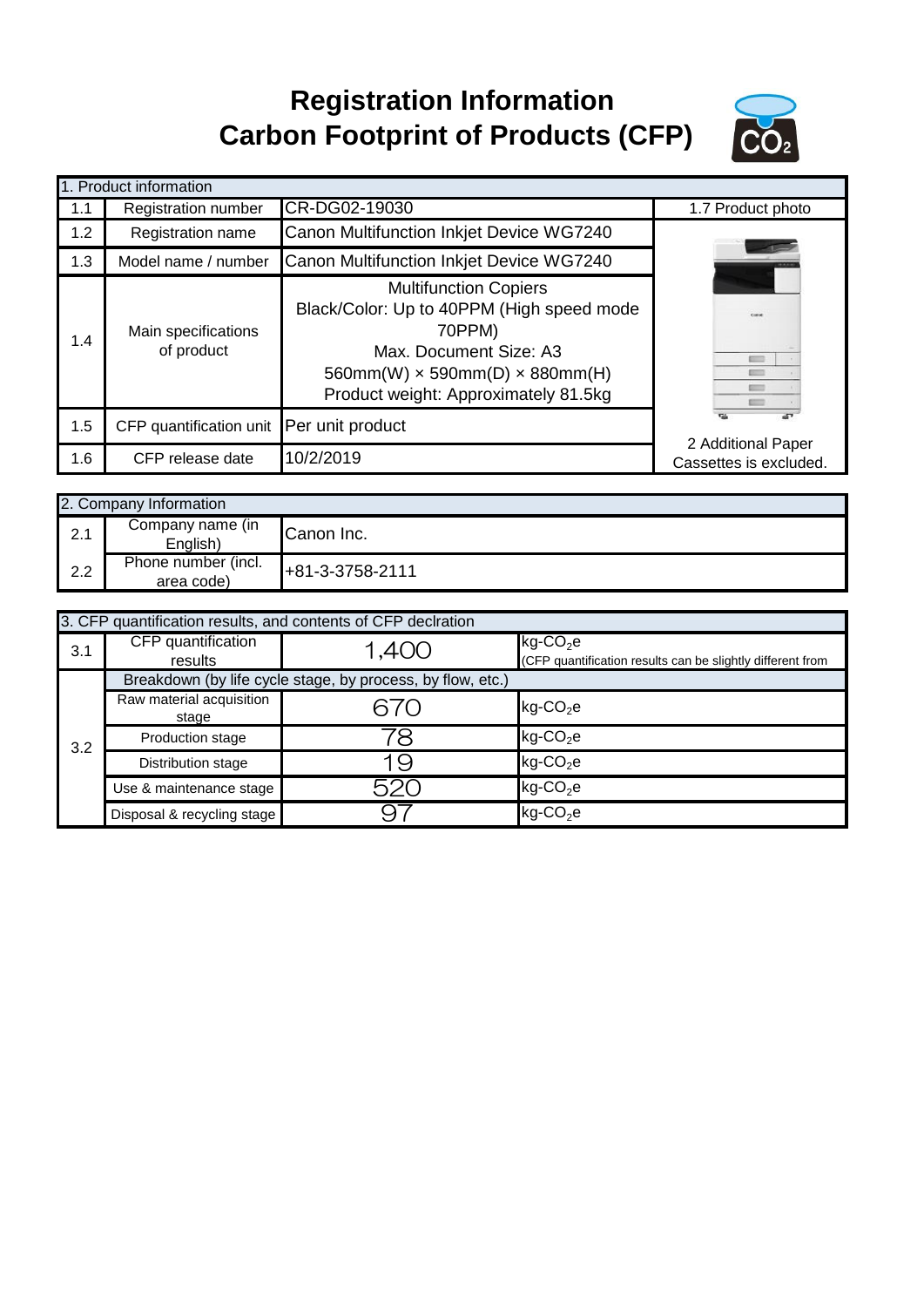# Registration Information
# Carbon Footprint of Products (CFP)

| 1. Product information | | | |
|---|---|---|---|
| 1.1 | Registration number | CR-DG02-19030 | 1.7 Product photo |
| 1.2 | Registration name | Canon Multifunction Inkjet Device WG7240 | |
| 1.3 | Model name / number | Canon Multifunction Inkjet Device WG7240 | |
| 1.4 | Main specifications of product | Multifunction Copiers<br>Black/Color: Up to 40PPM (High speed mode 70PPM)<br>Max. Document Size: A3<br>560mm(W) × 590mm(D) × 880mm(H)<br>Product weight: Approximately 81.5kg | |
| 1.5 | CFP quantification unit | Per unit product | 2 Additional Paper Cassettes is excluded. |
| 1.6 | CFP release date | 10/2/2019 | |

| 2. Company Information | | |
|---|---|---|
| 2.1 | Company name (in English) | Canon Inc. |
| 2.2 | Phone number (incl. area code) | +81-3-3758-2111 |

| 3. CFP quantification results, and contents of CFP declration | | | |
|---|---|---|---|
| 3.1 | CFP quantification results | 1,400 | kg-$CO_2$e<br>(CFP quantification results can be slightly different from |
| 3.2 | Breakdown (by life cycle stage, by process, by flow, etc.) | | |
| | Raw material acquisition stage | 670 | kg-$CO_2$e |
| | Production stage | 78 | kg-$CO_2$e |
| | Distribution stage | 19 | kg-$CO_2$e |
| | Use & maintenance stage | 520 | kg-$CO_2$e |
| | Disposal & recycling stage | 97 | kg-$CO_2$e |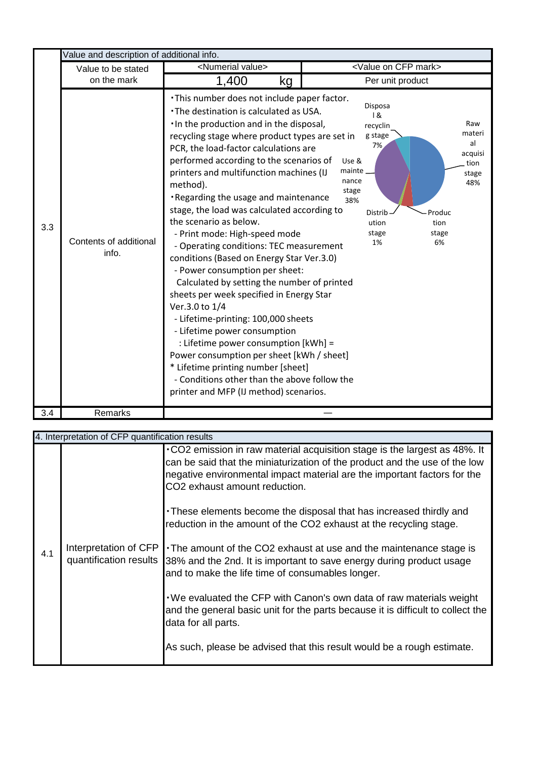| | Value and description of additional info. | | |
|---|---|---|---|
| | Value to be stated on the mark | <Numerial value> | <Value on CFP mark> |
| | | 1,400 kg | Per unit product |
| 3.3 | Contents of additional info. | ･This number does not include paper factor.<br>･The destination is calculated as USA.<br>･In the production and in the disposal, recycling stage where product types are set in PCR, the load-factor calculations are performed according to the scenarios of printers and multifunction machines (IJ method).<br>･Regarding the usage and maintenance stage, the load was calculated according to the scenario as below.<br>- Print mode: High-speed mode<br>- Operating conditions: TEC measurement conditions (Based on Energy Star Ver.3.0)<br>- Power consumption per sheet:<br>Calculated by setting the number of printed sheets per week specified in Energy Star Ver.3.0 to 1/4<br>- Lifetime-printing: 100,000 sheets<br>- Lifetime power consumption<br>: Lifetime power consumption [kWh] = Power consumption per sheet [kWh / sheet] * Lifetime printing number [sheet]<br>- Conditions other than the above follow the printer and MFP (IJ method) scenarios.<br><br>Raw material acquisition stage 48%<br>Production stage 6%<br>Distribution stage 1%<br>Use & maintenance stage 38%<br>Disposal & recycling stage 7% | |
| 3.4 | Remarks | — | |

| | 4. Interpretation of CFP quantification results | |
|---|---|---|
| 4.1 | Interpretation of CFP quantification results | ･CO2 emission in raw material acquisition stage is the largest as 48%. It can be said that the miniaturization of the product and the use of the low negative environmental impact material are the important factors for the CO2 exhaust amount reduction.<br><br>･These elements become the disposal that has increased thirdly and reduction in the amount of the CO2 exhaust at the recycling stage.<br><br>･The amount of the CO2 exhaust at use and the maintenance stage is 38% and the 2nd. It is important to save energy during product usage and to make the life time of consumables longer.<br><br>･We evaluated the CFP with Canon's own data of raw materials weight and the general basic unit for the parts because it is difficult to collect the data for all parts.<br><br>As such, please be advised that this result would be a rough estimate. |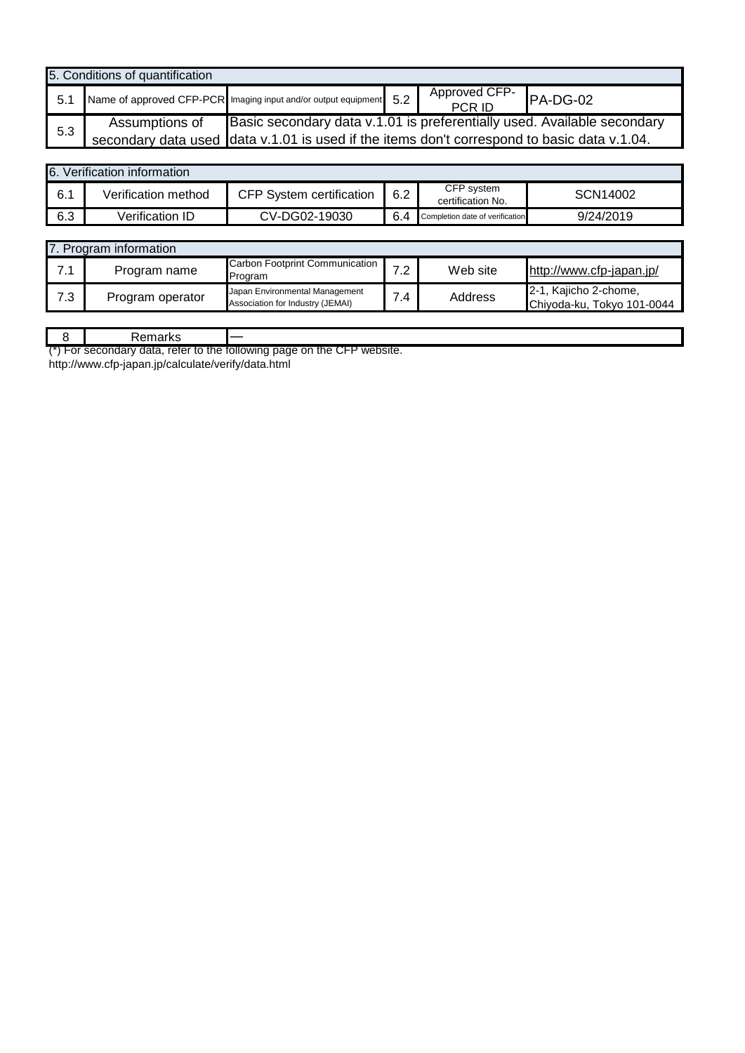## 5. Conditions of quantification

| | | | | | |
|---|---|---|---|---|---|
| 5.1 | Name of approved CFP-PCR | Imaging input and/or output equipment | 5.2 | Approved CFP-PCR ID | PA-DG-02 |
| 5.3 | Assumptions of secondary data used | Basic secondary data v.1.01 is preferentially used. Available secondary data v.1.01 is used if the items don't correspond to basic data v.1.04. | | | |

## 6. Verification information

| | | | | | |
|---|---|---|---|---|---|
| 6.1 | Verification method | CFP System certification | 6.2 | CFP system certification No. | SCN14002 |
| 6.3 | Verification ID | CV-DG02-19030 | 6.4 | Completion date of verification | 9/24/2019 |

## 7. Program information

| | | | | | |
|---|---|---|---|---|---|
| 7.1 | Program name | Carbon Footprint Communication Program | 7.2 | Web site | http://www.cfp-japan.jp/ |
| 7.3 | Program operator | Japan Environmental Management Association for Industry (JEMAI) | 7.4 | Address | 2-1, Kajicho 2-chome, Chiyoda-ku, Tokyo 101-0044 |

| | | |
|---|---|---|
| 8 | Remarks | — |

(*) For secondary data, refer to the following page on the CFP website.
http://www.cfp-japan.jp/calculate/verify/data.html